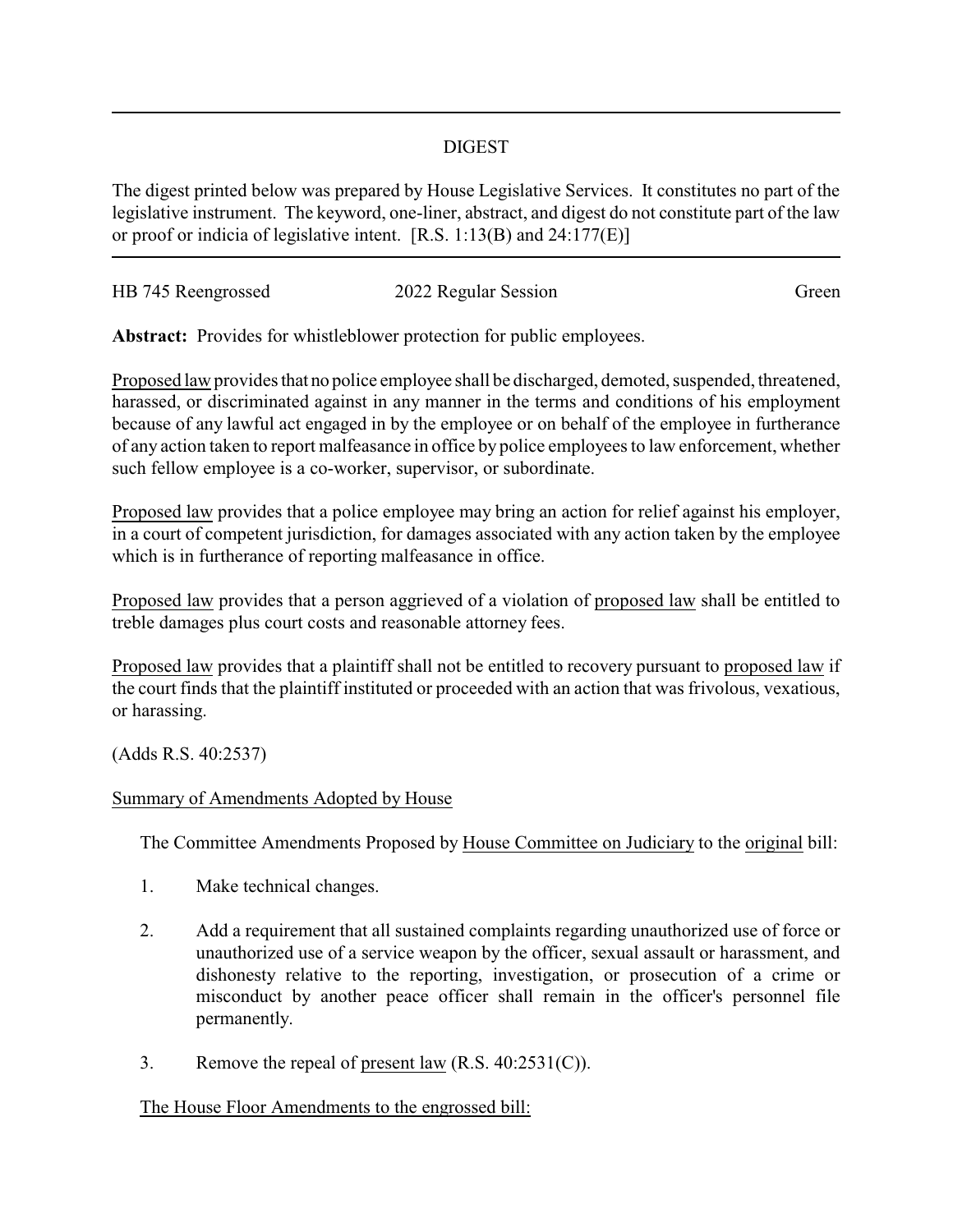## DIGEST

The digest printed below was prepared by House Legislative Services. It constitutes no part of the legislative instrument. The keyword, one-liner, abstract, and digest do not constitute part of the law or proof or indicia of legislative intent. [R.S. 1:13(B) and 24:177(E)]

---

HB 745 Reengrossed | 2022 Regular Session | Green

**Abstract:** Provides for whistleblower protection for public employees.

Proposed law provides that no police employee shall be discharged, demoted, suspended, threatened, harassed, or discriminated against in any manner in the terms and conditions of his employment because of any lawful act engaged in by the employee or on behalf of the employee in furtherance of any action taken to report malfeasance in office by police employees to law enforcement, whether such fellow employee is a co-worker, supervisor, or subordinate.

Proposed law provides that a police employee may bring an action for relief against his employer, in a court of competent jurisdiction, for damages associated with any action taken by the employee which is in furtherance of reporting malfeasance in office.

Proposed law provides that a person aggrieved of a violation of proposed law shall be entitled to treble damages plus court costs and reasonable attorney fees.

Proposed law provides that a plaintiff shall not be entitled to recovery pursuant to proposed law if the court finds that the plaintiff instituted or proceeded with an action that was frivolous, vexatious, or harassing.

(Adds R.S. 40:2537)

Summary of Amendments Adopted by House

The Committee Amendments Proposed by House Committee on Judiciary to the original bill:

1. Make technical changes.
2. Add a requirement that all sustained complaints regarding unauthorized use of force or unauthorized use of a service weapon by the officer, sexual assault or harassment, and dishonesty relative to the reporting, investigation, or prosecution of a crime or misconduct by another peace officer shall remain in the officer's personnel file permanently.
3. Remove the repeal of present law (R.S. 40:2531(C)).

The House Floor Amendments to the engrossed bill: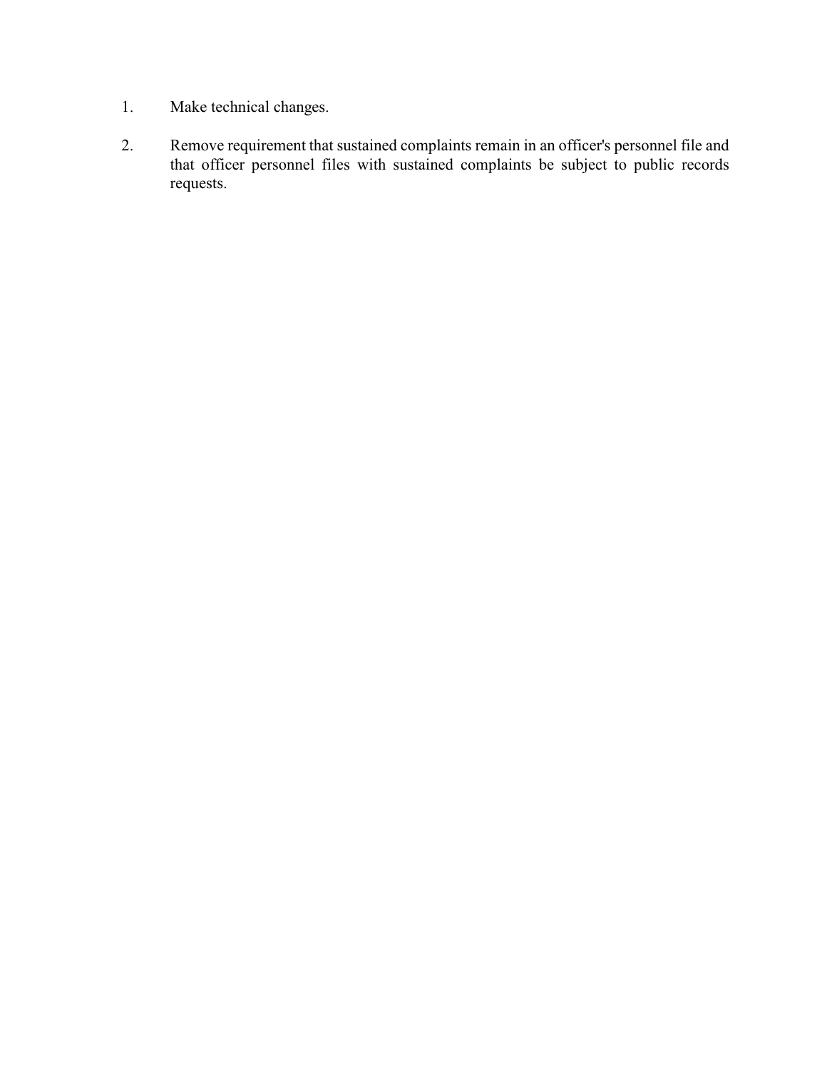1. Make technical changes.

2. Remove requirement that sustained complaints remain in an officer's personnel file and that officer personnel files with sustained complaints be subject to public records requests.